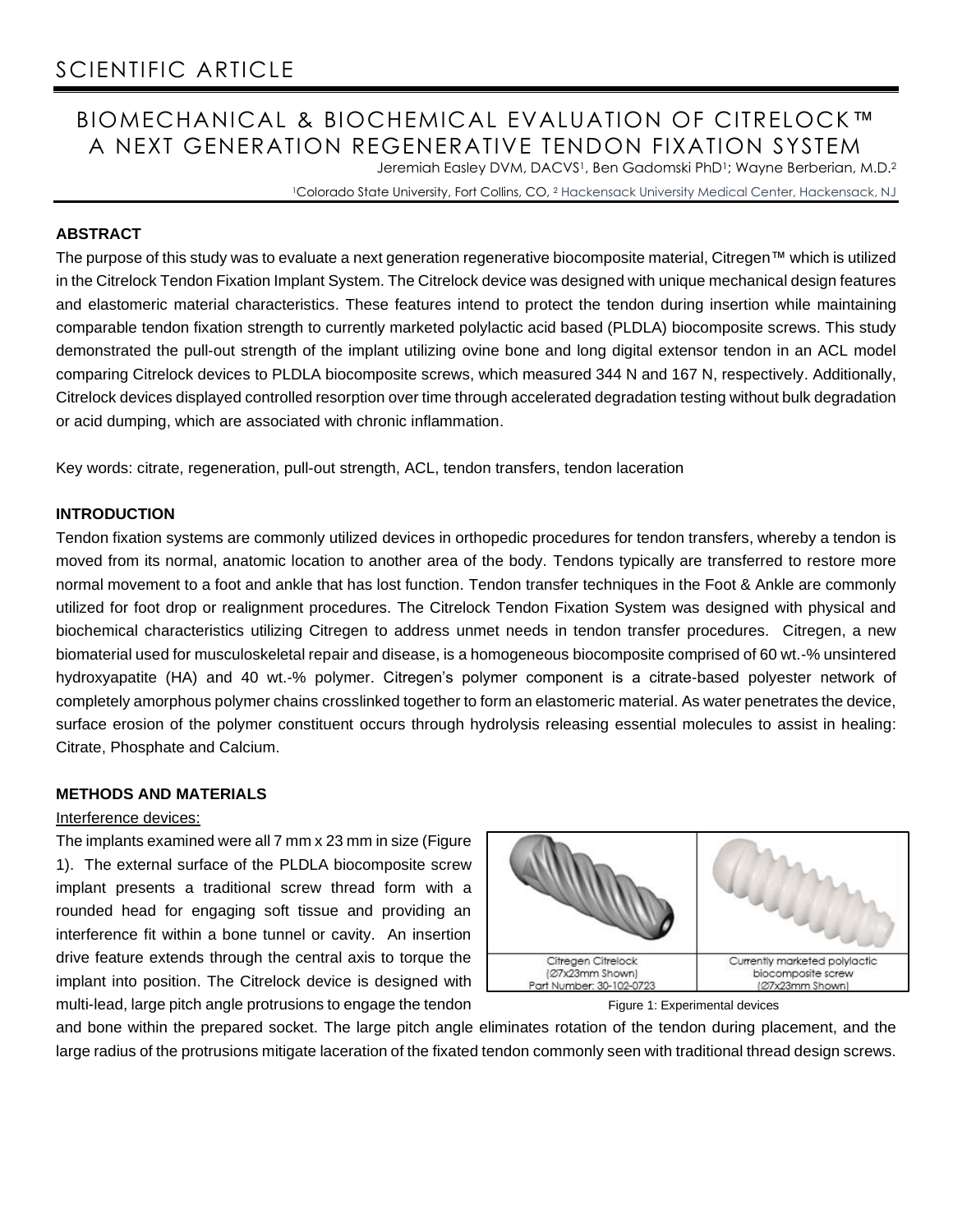SCIENTIFIC ARTICLE

# BIOMECHANICAL & BIOCHEMICAL EVALUATION OF CITRELOCK™ A NEXT GENERATION REGENERATIVE TENDON FIXATION SYSTEM

Jeremiah Easley DVM, DACVS[1], Ben Gadomski PhD[1]; Wayne Berberian, M.D.[2]

[1]Colorado State University, Fort Collins, CO, [2] Hackensack University Medical Center, Hackensack, NJ

## ABSTRACT

The purpose of this study was to evaluate a next generation regenerative biocomposite material, Citregen™ which is utilized in the Citrelock Tendon Fixation Implant System. The Citrelock device was designed with unique mechanical design features and elastomeric material characteristics. These features intend to protect the tendon during insertion while maintaining comparable tendon fixation strength to currently marketed polylactic acid based (PLDLA) biocomposite screws. This study demonstrated the pull-out strength of the implant utilizing ovine bone and long digital extensor tendon in an ACL model comparing Citrelock devices to PLDLA biocomposite screws, which measured 344 N and 167 N, respectively. Additionally, Citrelock devices displayed controlled resorption over time through accelerated degradation testing without bulk degradation or acid dumping, which are associated with chronic inflammation.

Key words: citrate, regeneration, pull-out strength, ACL, tendon transfers, tendon laceration

## INTRODUCTION

Tendon fixation systems are commonly utilized devices in orthopedic procedures for tendon transfers, whereby a tendon is moved from its normal, anatomic location to another area of the body. Tendons typically are transferred to restore more normal movement to a foot and ankle that has lost function. Tendon transfer techniques in the Foot & Ankle are commonly utilized for foot drop or realignment procedures. The Citrelock Tendon Fixation System was designed with physical and biochemical characteristics utilizing Citregen to address unmet needs in tendon transfer procedures. Citregen, a new biomaterial used for musculoskeletal repair and disease, is a homogeneous biocomposite comprised of 60 wt.-% unsintered hydroxyapatite (HA) and 40 wt.-% polymer. Citregen's polymer component is a citrate-based polyester network of completely amorphous polymer chains crosslinked together to form an elastomeric material. As water penetrates the device, surface erosion of the polymer constituent occurs through hydrolysis releasing essential molecules to assist in healing: Citrate, Phosphate and Calcium.

## METHODS AND MATERIALS

Interference devices:

The implants examined were all 7 mm x 23 mm in size (Figure 1). The external surface of the PLDLA biocomposite screw implant presents a traditional screw thread form with a rounded head for engaging soft tissue and providing an interference fit within a bone tunnel or cavity. An insertion drive feature extends through the central axis to torque the implant into position. The Citrelock device is designed with multi-lead, large pitch angle protrusions to engage the tendon and bone within the prepared socket. The large pitch angle eliminates rotation of the tendon during placement, and the large radius of the protrusions mitigate laceration of the fixated tendon commonly seen with traditional thread design screws.

| Citregen Citrelock (Ø7x23mm Shown) Part Number: 30-102-0723 | Currently marketed polylactic biocomposite screw (Ø7x23mm Shown) |
| --- | --- |

Figure 1: Experimental devices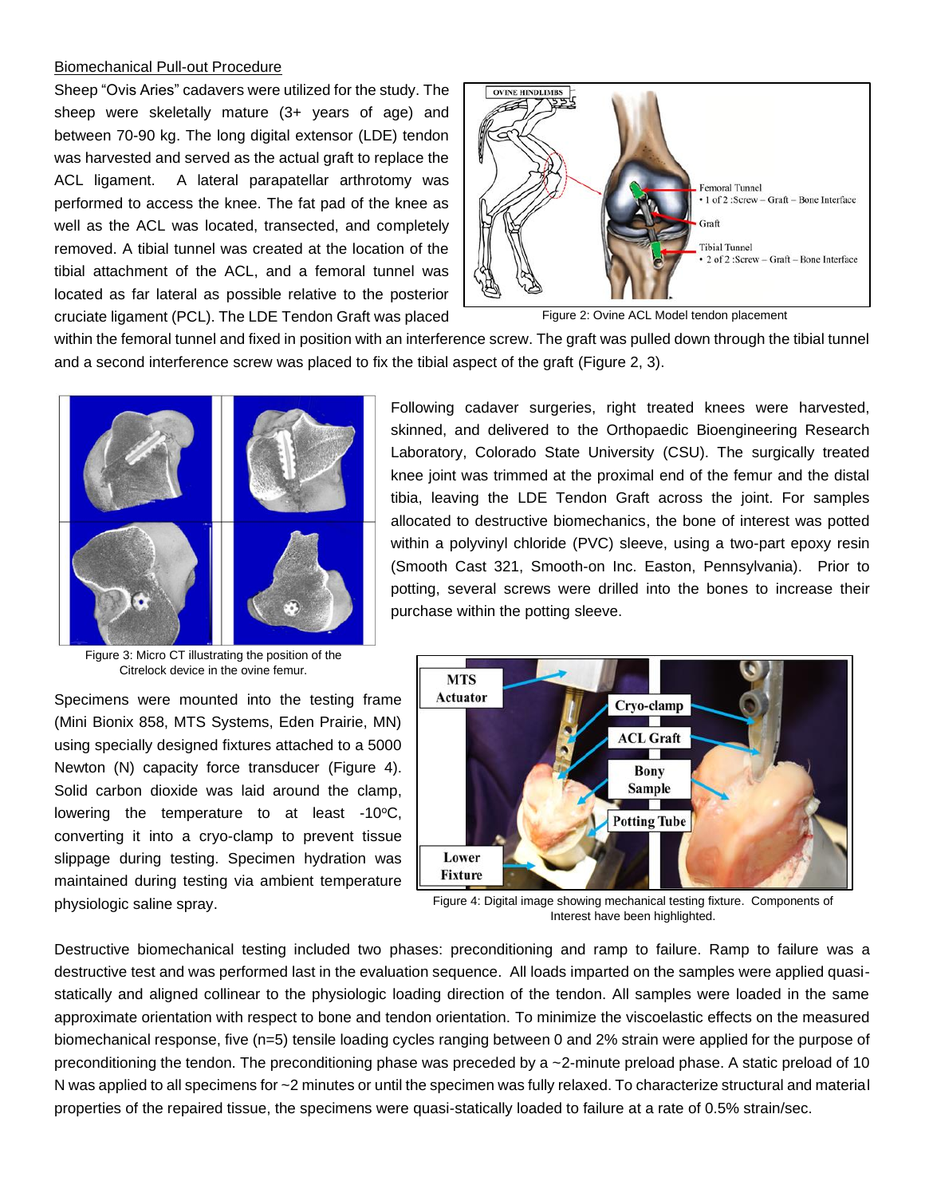Biomechanical Pull-out Procedure

Sheep "Ovis Aries" cadavers were utilized for the study. The sheep were skeletally mature (3+ years of age) and between 70-90 kg. The long digital extensor (LDE) tendon was harvested and served as the actual graft to replace the ACL ligament. A lateral parapatellar arthrotomy was performed to access the knee. The fat pad of the knee as well as the ACL was located, transected, and completely removed. A tibial tunnel was created at the location of the tibial attachment of the ACL, and a femoral tunnel was located as far lateral as possible relative to the posterior cruciate ligament (PCL). The LDE Tendon Graft was placed within the femoral tunnel and fixed in position with an interference screw. The graft was pulled down through the tibial tunnel and a second interference screw was placed to fix the tibial aspect of the graft (Figure 2, 3).

Figure 2: Ovine ACL Model tendon placement

Following cadaver surgeries, right treated knees were harvested, skinned, and delivered to the Orthopaedic Bioengineering Research Laboratory, Colorado State University (CSU). The surgically treated knee joint was trimmed at the proximal end of the femur and the distal tibia, leaving the LDE Tendon Graft across the joint. For samples allocated to destructive biomechanics, the bone of interest was potted within a polyvinyl chloride (PVC) sleeve, using a two-part epoxy resin (Smooth Cast 321, Smooth-on Inc. Easton, Pennsylvania). Prior to potting, several screws were drilled into the bones to increase their purchase within the potting sleeve.

Figure 3: Micro CT illustrating the position of the Citrelock device in the ovine femur.

Specimens were mounted into the testing frame (Mini Bionix 858, MTS Systems, Eden Prairie, MN) using specially designed fixtures attached to a 5000 Newton (N) capacity force transducer (Figure 4). Solid carbon dioxide was laid around the clamp, lowering the temperature to at least -10°C, converting it into a cryo-clamp to prevent tissue slippage during testing. Specimen hydration was maintained during testing via ambient temperature physiologic saline spray.

Figure 4: Digital image showing mechanical testing fixture. Components of Interest have been highlighted.

Destructive biomechanical testing included two phases: preconditioning and ramp to failure. Ramp to failure was a destructive test and was performed last in the evaluation sequence. All loads imparted on the samples were applied quasi-statically and aligned collinear to the physiologic loading direction of the tendon. All samples were loaded in the same approximate orientation with respect to bone and tendon orientation. To minimize the viscoelastic effects on the measured biomechanical response, five (n=5) tensile loading cycles ranging between 0 and 2% strain were applied for the purpose of preconditioning the tendon. The preconditioning phase was preceded by a ~2-minute preload phase. A static preload of 10 N was applied to all specimens for ~2 minutes or until the specimen was fully relaxed. To characterize structural and material properties of the repaired tissue, the specimens were quasi-statically loaded to failure at a rate of 0.5% strain/sec.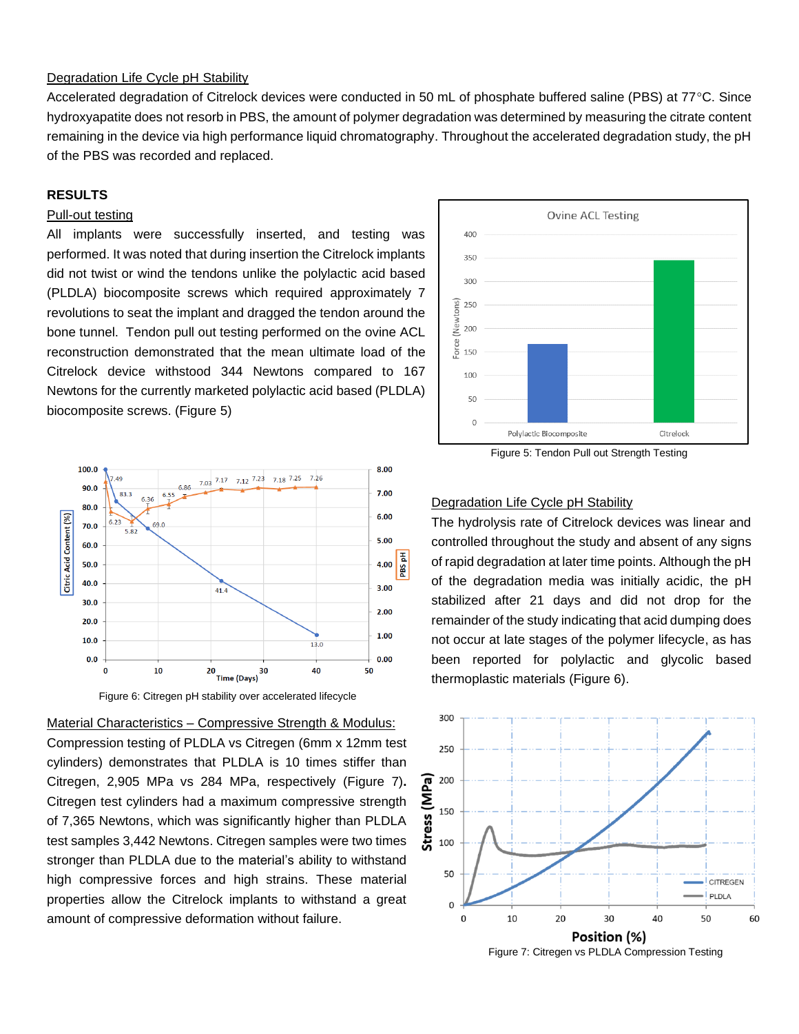Degradation Life Cycle pH Stability

Accelerated degradation of Citrelock devices were conducted in 50 mL of phosphate buffered saline (PBS) at 77°C. Since hydroxyapatite does not resorb in PBS, the amount of polymer degradation was determined by measuring the citrate content remaining in the device via high performance liquid chromatography. Throughout the accelerated degradation study, the pH of the PBS was recorded and replaced.

## RESULTS

### Pull-out testing

All implants were successfully inserted, and testing was performed. It was noted that during insertion the Citrelock implants did not twist or wind the tendons unlike the polylactic acid based (PLDLA) biocomposite screws which required approximately 7 revolutions to seat the implant and dragged the tendon around the bone tunnel. Tendon pull out testing performed on the ovine ACL reconstruction demonstrated that the mean ultimate load of the Citrelock device withstood 344 Newtons compared to 167 Newtons for the currently marketed polylactic acid based (PLDLA) biocomposite screws. (Figure 5)

Figure 5: Tendon Pull out Strength Testing

Figure 6: Citregen pH stability over accelerated lifecycle

### Degradation Life Cycle pH Stability

The hydrolysis rate of Citrelock devices was linear and controlled throughout the study and absent of any signs of rapid degradation at later time points. Although the pH of the degradation media was initially acidic, the pH stabilized after 21 days and did not drop for the remainder of the study indicating that acid dumping does not occur at late stages of the polymer lifecycle, as has been reported for polylactic and glycolic based thermoplastic materials (Figure 6).

### Material Characteristics – Compressive Strength & Modulus:

Compression testing of PLDLA vs Citregen (6mm x 12mm test cylinders) demonstrates that PLDLA is 10 times stiffer than Citregen, 2,905 MPa vs 284 MPa, respectively (Figure 7). Citregen test cylinders had a maximum compressive strength of 7,365 Newtons, which was significantly higher than PLDLA test samples 3,442 Newtons. Citregen samples were two times stronger than PLDLA due to the material's ability to withstand high compressive forces and high strains. These material properties allow the Citrelock implants to withstand a great amount of compressive deformation without failure.

Figure 7: Citregen vs PLDLA Compression Testing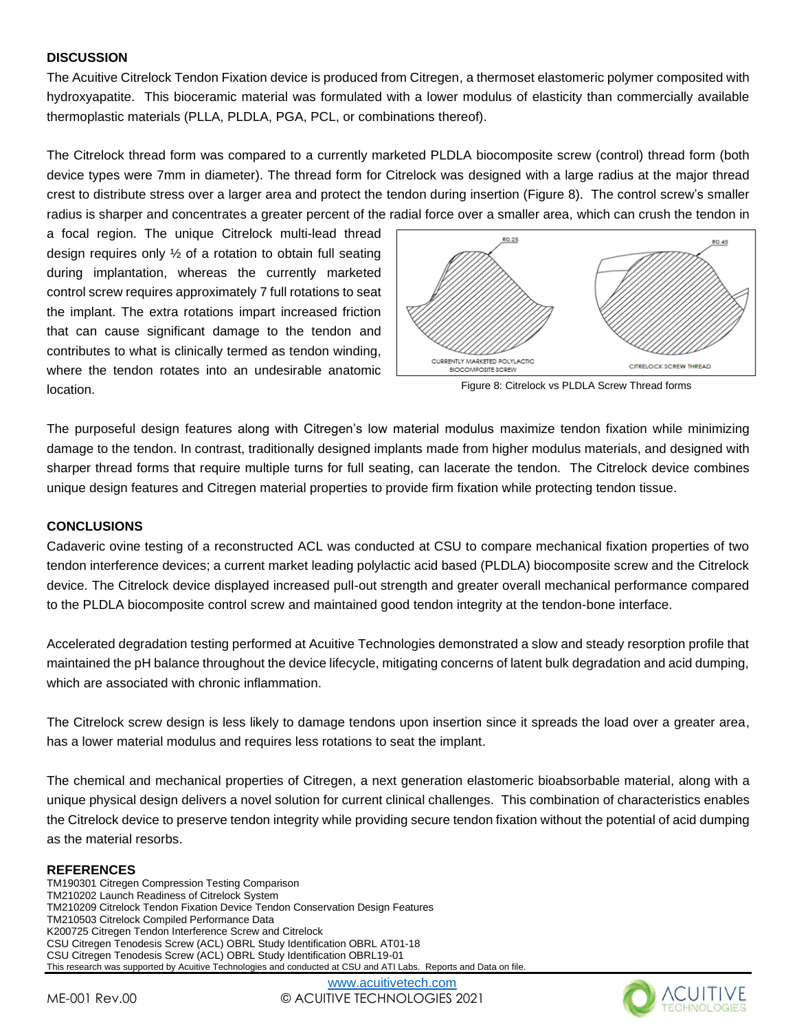## DISCUSSION

The Acuitive Citrelock Tendon Fixation device is produced from Citregen, a thermoset elastomeric polymer composited with hydroxyapatite. This bioceramic material was formulated with a lower modulus of elasticity than commercially available thermoplastic materials (PLLA, PLDLA, PGA, PCL, or combinations thereof).

The Citrelock thread form was compared to a currently marketed PLDLA biocomposite screw (control) thread form (both device types were 7mm in diameter). The thread form for Citrelock was designed with a large radius at the major thread crest to distribute stress over a larger area and protect the tendon during insertion (Figure 8). The control screw's smaller radius is sharper and concentrates a greater percent of the radial force over a smaller area, which can crush the tendon in a focal region. The unique Citrelock multi-lead thread design requires only ½ of a rotation to obtain full seating during implantation, whereas the currently marketed control screw requires approximately 7 full rotations to seat the implant. The extra rotations impart increased friction that can cause significant damage to the tendon and contributes to what is clinically termed as tendon winding, where the tendon rotates into an undesirable anatomic location.

R0.25

CURRENTLY MARKETED POLYLACTIC BIOCOMPOSITE SCREW

R0.45

CITRELOCK SCREW THREAD

Figure 8: Citrelock vs PLDLA Screw Thread forms

The purposeful design features along with Citregen's low material modulus maximize tendon fixation while minimizing damage to the tendon. In contrast, traditionally designed implants made from higher modulus materials, and designed with sharper thread forms that require multiple turns for full seating, can lacerate the tendon. The Citrelock device combines unique design features and Citregen material properties to provide firm fixation while protecting tendon tissue.

## CONCLUSIONS

Cadaveric ovine testing of a reconstructed ACL was conducted at CSU to compare mechanical fixation properties of two tendon interference devices; a current market leading polylactic acid based (PLDLA) biocomposite screw and the Citrelock device. The Citrelock device displayed increased pull-out strength and greater overall mechanical performance compared to the PLDLA biocomposite control screw and maintained good tendon integrity at the tendon-bone interface.

Accelerated degradation testing performed at Acuitive Technologies demonstrated a slow and steady resorption profile that maintained the pH balance throughout the device lifecycle, mitigating concerns of latent bulk degradation and acid dumping, which are associated with chronic inflammation.

The Citrelock screw design is less likely to damage tendons upon insertion since it spreads the load over a greater area, has a lower material modulus and requires less rotations to seat the implant.

The chemical and mechanical properties of Citregen, a next generation elastomeric bioabsorbable material, along with a unique physical design delivers a novel solution for current clinical challenges. This combination of characteristics enables the Citrelock device to preserve tendon integrity while providing secure tendon fixation without the potential of acid dumping as the material resorbs.

## REFERENCES

TM190301 Citregen Compression Testing Comparison
TM210202 Launch Readiness of Citrelock System
TM210209 Citrelock Tendon Fixation Device Tendon Conservation Design Features
TM210503 Citrelock Compiled Performance Data
K200725 Citregen Tendon Interference Screw and Citrelock
CSU Citregen Tenodesis Screw (ACL) OBRL Study Identification OBRL AT01-18
CSU Citregen Tenodesis Screw (ACL) OBRL Study Identification OBRL19-01
This research was supported by Acuitive Technologies and conducted at CSU and ATI Labs. Reports and Data on file.

www.acuitivetech.com
ME-001 Rev.00 © ACUITIVE TECHNOLOGIES 2021